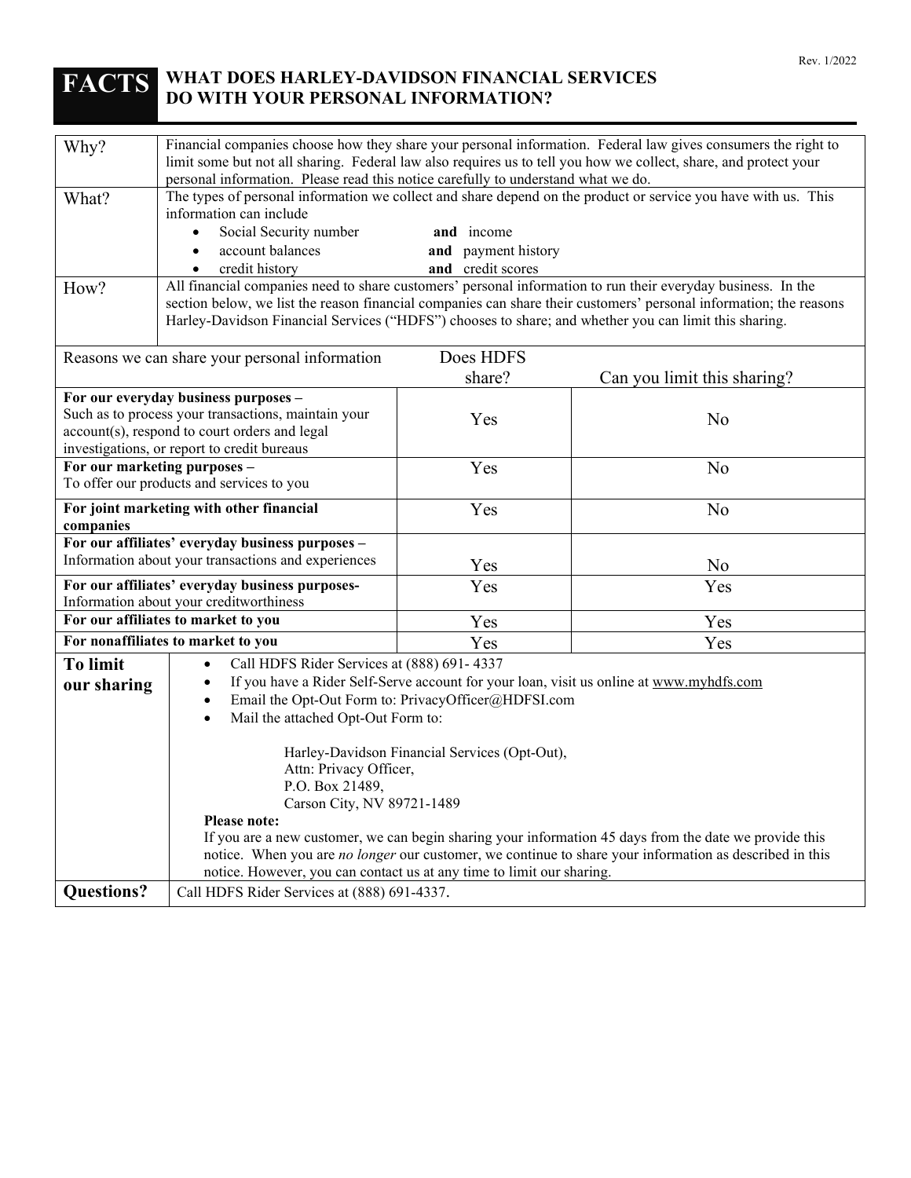Rev. 1/2022

# FACTS — WHAT DOES HARLEY-DAVIDSON FINANCIAL SERVICES DO WITH YOUR PERSONAL INFORMATION?

| | |
|---|---|
| Why? | Financial companies choose how they share your personal information. Federal law gives consumers the right to limit some but not all sharing. Federal law also requires us to tell you how we collect, share, and protect your personal information. Please read this notice carefully to understand what we do. |
| What? | The types of personal information we collect and share depend on the product or service you have with us. This information can include<br>• Social Security number **and** income<br>• account balances **and** payment history<br>• credit history **and** credit scores |
| How? | All financial companies need to share customers' personal information to run their everyday business. In the section below, we list the reason financial companies can share their customers' personal information; the reasons Harley-Davidson Financial Services ("HDFS") chooses to share; and whether you can limit this sharing. |

| Reasons we can share your personal information | Does HDFS share? | Can you limit this sharing? |
|---|---|---|
| **For our everyday business purposes –** Such as to process your transactions, maintain your account(s), respond to court orders and legal investigations, or report to credit bureaus | Yes | No |
| **For our marketing purposes –** To offer our products and services to you | Yes | No |
| **For joint marketing with other financial companies** | Yes | No |
| **For our affiliates' everyday business purposes –** Information about your transactions and experiences | Yes | No |
| **For our affiliates' everyday business purposes-** Information about your creditworthiness | Yes | Yes |
| **For our affiliates to market to you** | Yes | Yes |
| **For nonaffiliates to market to you** | Yes | Yes |

**To limit our sharing**

- Call HDFS Rider Services at (888) 691- 4337
- If you have a Rider Self-Serve account for your loan, visit us online at www.myhdfs.com
- Email the Opt-Out Form to: PrivacyOfficer@HDFSI.com
- Mail the attached Opt-Out Form to:

  Harley-Davidson Financial Services (Opt-Out),
  Attn: Privacy Officer,
  P.O. Box 21489,
  Carson City, NV 89721-1489

**Please note:**
If you are a new customer, we can begin sharing your information 45 days from the date we provide this notice. When you are *no longer* our customer, we continue to share your information as described in this notice. However, you can contact us at any time to limit our sharing.

**Questions?** Call HDFS Rider Services at (888) 691-4337.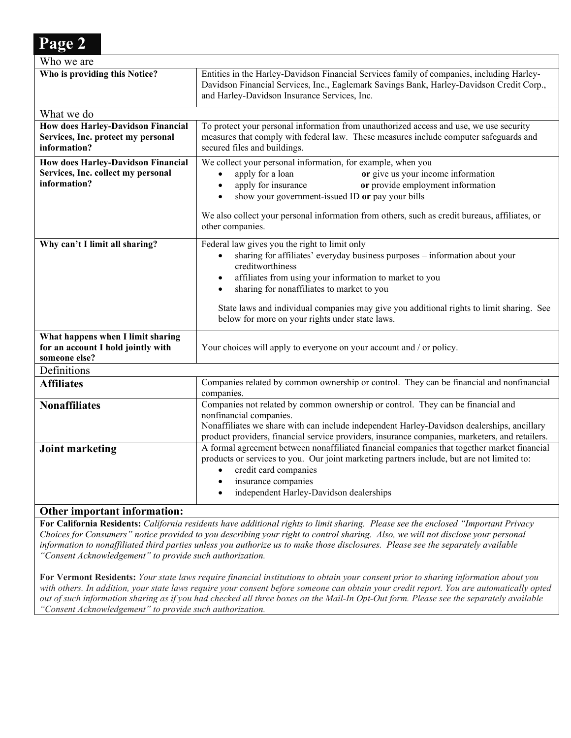# Page 2

| Who we are | |
|---|---|
| **Who is providing this Notice?** | Entities in the Harley-Davidson Financial Services family of companies, including Harley-Davidson Financial Services, Inc., Eaglemark Savings Bank, Harley-Davidson Credit Corp., and Harley-Davidson Insurance Services, Inc. |

| What we do | |
|---|---|
| **How does Harley-Davidson Financial Services, Inc. protect my personal information?** | To protect your personal information from unauthorized access and use, we use security measures that comply with federal law. These measures include computer safeguards and secured files and buildings. |
| **How does Harley-Davidson Financial Services, Inc. collect my personal information?** | We collect your personal information, for example, when you<br>• apply for a loan **or** give us your income information<br>• apply for insurance **or** provide employment information<br>• show your government-issued ID **or** pay your bills<br><br>We also collect your personal information from others, such as credit bureaus, affiliates, or other companies. |
| **Why can't I limit all sharing?** | Federal law gives you the right to limit only<br>• sharing for affiliates' everyday business purposes – information about your creditworthiness<br>• affiliates from using your information to market to you<br>• sharing for nonaffiliates to market to you<br><br>State laws and individual companies may give you additional rights to limit sharing. See below for more on your rights under state laws. |
| **What happens when I limit sharing for an account I hold jointly with someone else?** | Your choices will apply to everyone on your account and / or policy. |

| Definitions | |
|---|---|
| **Affiliates** | Companies related by common ownership or control. They can be financial and nonfinancial companies. |
| **Nonaffiliates** | Companies not related by common ownership or control. They can be financial and nonfinancial companies.<br>Nonaffiliates we share with can include independent Harley-Davidson dealerships, ancillary product providers, financial service providers, insurance companies, marketers, and retailers. |
| **Joint marketing** | A formal agreement between nonaffiliated financial companies that together market financial products or services to you. Our joint marketing partners include, but are not limited to:<br>• credit card companies<br>• insurance companies<br>• independent Harley-Davidson dealerships |

## Other important information:

**For California Residents:** *California residents have additional rights to limit sharing. Please see the enclosed "Important Privacy Choices for Consumers" notice provided to you describing your right to control sharing. Also, we will not disclose your personal information to nonaffiliated third parties unless you authorize us to make those disclosures. Please see the separately available "Consent Acknowledgement" to provide such authorization.*

**For Vermont Residents:** *Your state laws require financial institutions to obtain your consent prior to sharing information about you with others. In addition, your state laws require your consent before someone can obtain your credit report. You are automatically opted out of such information sharing as if you had checked all three boxes on the Mail-In Opt-Out form. Please see the separately available "Consent Acknowledgement" to provide such authorization.*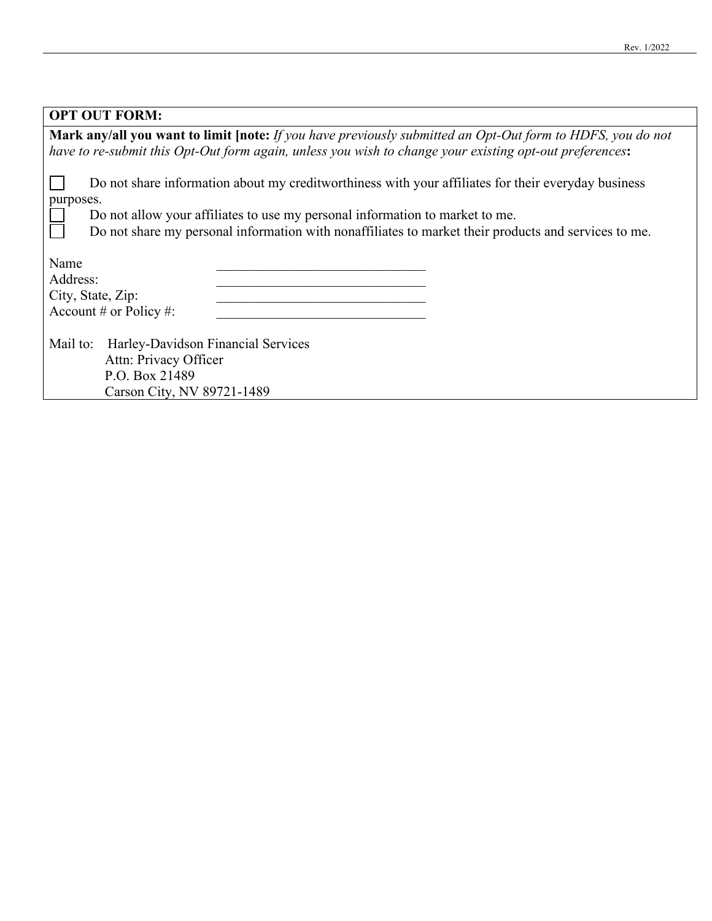**OPT OUT FORM:**

**Mark any/all you want to limit [note:** *If you have previously submitted an Opt-Out form to HDFS, you do not have to re-submit this Opt-Out form again, unless you wish to change your existing opt-out preferences***:**

- ☐ Do not share information about my creditworthiness with your affiliates for their everyday business purposes.
- ☐ Do not allow your affiliates to use my personal information to market to me.
- ☐ Do not share my personal information with nonaffiliates to market their products and services to me.

Name ______________________________

Address: ______________________________

City, State, Zip: ______________________________

Account # or Policy #: ______________________________

Mail to: Harley-Davidson Financial Services
Attn: Privacy Officer
P.O. Box 21489
Carson City, NV 89721-1489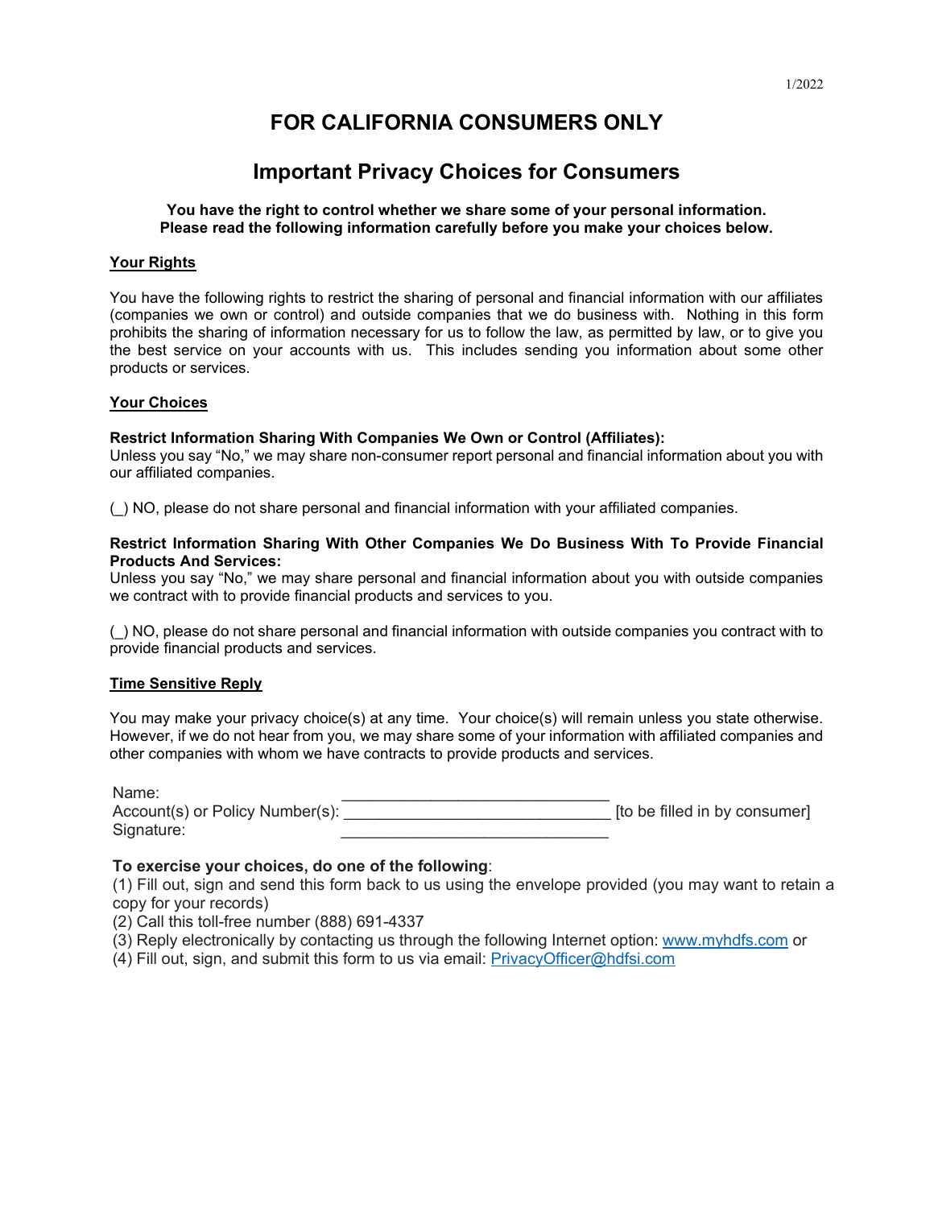1/2022

# FOR CALIFORNIA CONSUMERS ONLY

## Important Privacy Choices for Consumers

**You have the right to control whether we share some of your personal information. Please read the following information carefully before you make your choices below.**

**Your Rights**

You have the following rights to restrict the sharing of personal and financial information with our affiliates (companies we own or control) and outside companies that we do business with. Nothing in this form prohibits the sharing of information necessary for us to follow the law, as permitted by law, or to give you the best service on your accounts with us. This includes sending you information about some other products or services.

**Your Choices**

**Restrict Information Sharing With Companies We Own or Control (Affiliates):**
Unless you say "No," we may share non-consumer report personal and financial information about you with our affiliated companies.

(_) NO, please do not share personal and financial information with your affiliated companies.

**Restrict Information Sharing With Other Companies We Do Business With To Provide Financial Products And Services:**
Unless you say "No," we may share personal and financial information about you with outside companies we contract with to provide financial products and services to you.

(_) NO, please do not share personal and financial information with outside companies you contract with to provide financial products and services.

**Time Sensitive Reply**

You may make your privacy choice(s) at any time. Your choice(s) will remain unless you state otherwise. However, if we do not hear from you, we may share some of your information with affiliated companies and other companies with whom we have contracts to provide products and services.

Name: ______________________________
Account(s) or Policy Number(s): ______________________________ [to be filled in by consumer]
Signature: ______________________________

**To exercise your choices, do one of the following**:
(1) Fill out, sign and send this form back to us using the envelope provided (you may want to retain a copy for your records)
(2) Call this toll-free number (888) 691-4337
(3) Reply electronically by contacting us through the following Internet option: www.myhdfs.com or
(4) Fill out, sign, and submit this form to us via email: PrivacyOfficer@hdfsi.com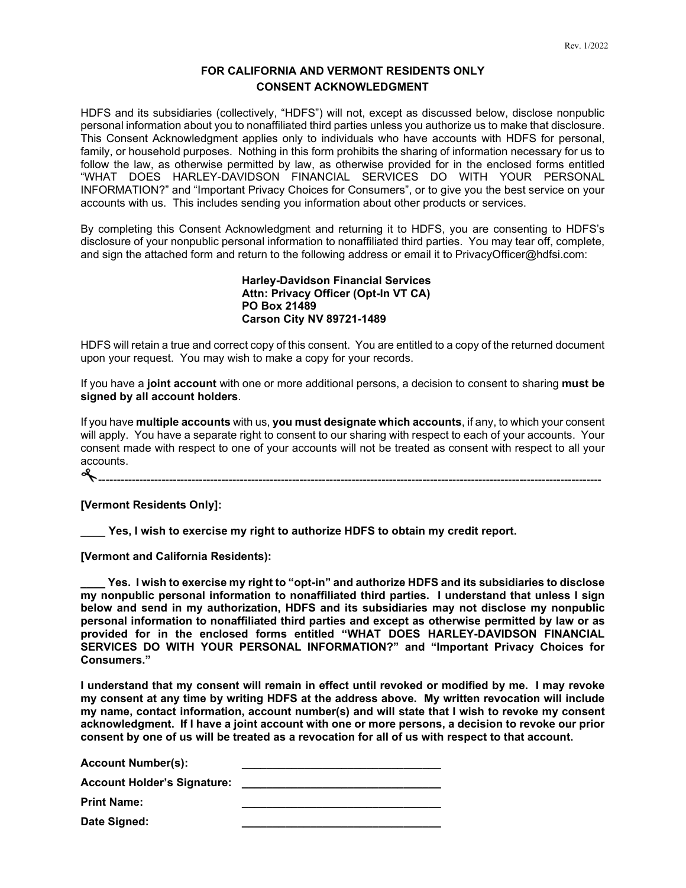Rev. 1/2022

# FOR CALIFORNIA AND VERMONT RESIDENTS ONLY
# CONSENT ACKNOWLEDGMENT

HDFS and its subsidiaries (collectively, "HDFS") will not, except as discussed below, disclose nonpublic personal information about you to nonaffiliated third parties unless you authorize us to make that disclosure. This Consent Acknowledgment applies only to individuals who have accounts with HDFS for personal, family, or household purposes. Nothing in this form prohibits the sharing of information necessary for us to follow the law, as otherwise permitted by law, as otherwise provided for in the enclosed forms entitled "WHAT DOES HARLEY-DAVIDSON FINANCIAL SERVICES DO WITH YOUR PERSONAL INFORMATION?" and "Important Privacy Choices for Consumers", or to give you the best service on your accounts with us. This includes sending you information about other products or services.

By completing this Consent Acknowledgment and returning it to HDFS, you are consenting to HDFS's disclosure of your nonpublic personal information to nonaffiliated third parties. You may tear off, complete, and sign the attached form and return to the following address or email it to PrivacyOfficer@hdfsi.com:

**Harley-Davidson Financial Services**
**Attn: Privacy Officer (Opt-In VT CA)**
**PO Box 21489**
**Carson City NV 89721-1489**

HDFS will retain a true and correct copy of this consent. You are entitled to a copy of the returned document upon your request. You may wish to make a copy for your records.

If you have a **joint account** with one or more additional persons, a decision to consent to sharing **must be signed by all account holders**.

If you have **multiple accounts** with us, **you must designate which accounts**, if any, to which your consent will apply. You have a separate right to consent to our sharing with respect to each of your accounts. Your consent made with respect to one of your accounts will not be treated as consent with respect to all your accounts.

✂-------------------------------------------------------------------------------------------------------------------------------------------

**[Vermont Residents Only]:**

**____ Yes, I wish to exercise my right to authorize HDFS to obtain my credit report.**

**[Vermont and California Residents):**

**____ Yes. I wish to exercise my right to "opt-in" and authorize HDFS and its subsidiaries to disclose my nonpublic personal information to nonaffiliated third parties. I understand that unless I sign below and send in my authorization, HDFS and its subsidiaries may not disclose my nonpublic personal information to nonaffiliated third parties and except as otherwise permitted by law or as provided for in the enclosed forms entitled "WHAT DOES HARLEY-DAVIDSON FINANCIAL SERVICES DO WITH YOUR PERSONAL INFORMATION?" and "Important Privacy Choices for Consumers."**

**I understand that my consent will remain in effect until revoked or modified by me. I may revoke my consent at any time by writing HDFS at the address above. My written revocation will include my name, contact information, account number(s) and will state that I wish to revoke my consent acknowledgment. If I have a joint account with one or more persons, a decision to revoke our prior consent by one of us will be treated as a revocation for all of us with respect to that account.**

**Account Number(s):** ________________________________

**Account Holder's Signature:** ________________________________

**Print Name:** ________________________________

**Date Signed:** ________________________________